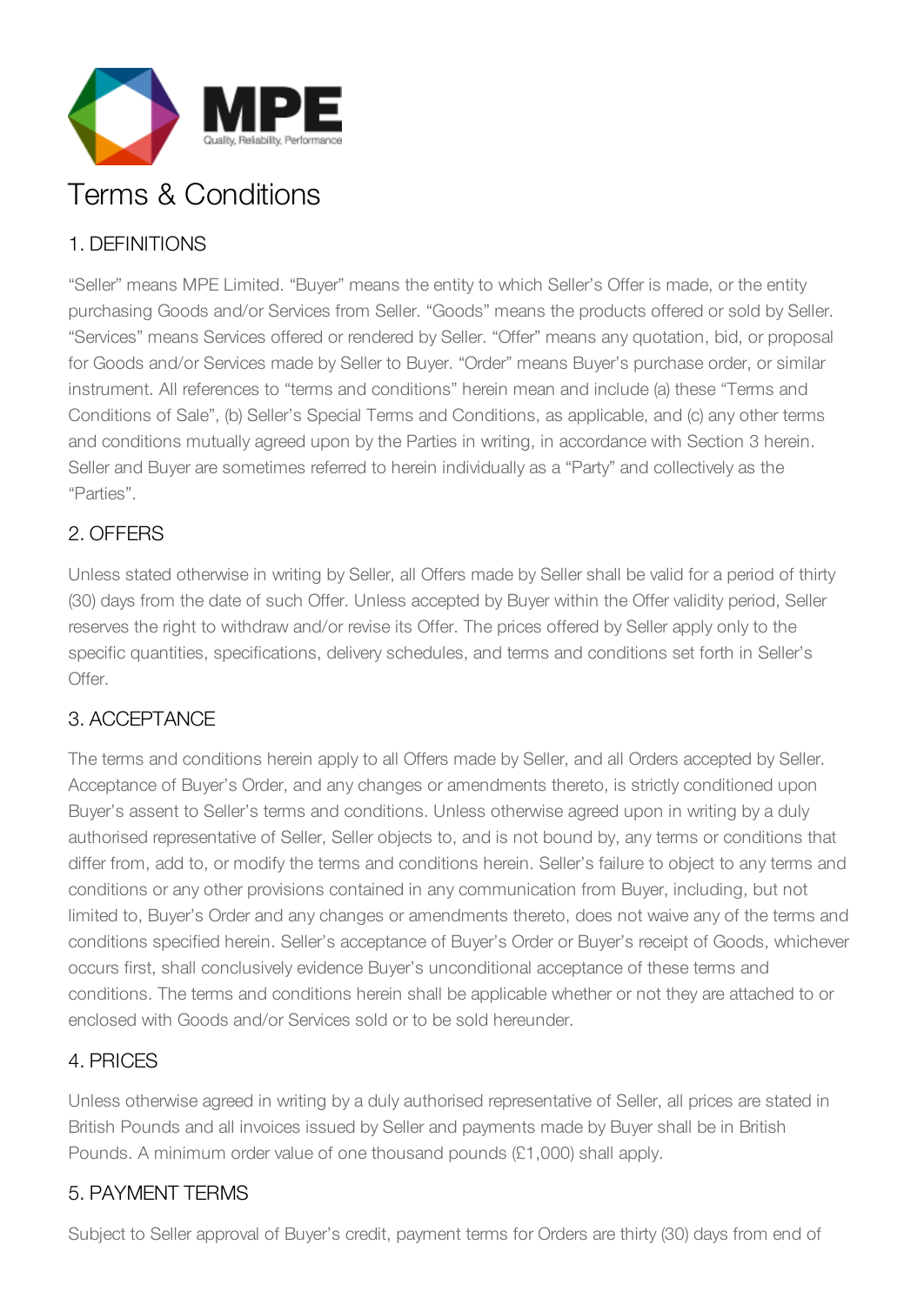MPE

Quality, Reliability, Performance

# Terms & Conditions

## 1. DEFINITIONS

"Seller" means MPE Limited. "Buyer" means the entity to which Seller's Offer is made, or the entity purchasing Goods and/or Services from Seller. "Goods" means the products offered or sold by Seller. "Services" means Services offered or rendered by Seller. "Offer" means any quotation, bid, or proposal for Goods and/or Services made by Seller to Buyer. "Order" means Buyer's purchase order, or similar instrument. All references to "terms and conditions" herein mean and include (a) these "Terms and Conditions of Sale", (b) Seller's Special Terms and Conditions, as applicable, and (c) any other terms and conditions mutually agreed upon by the Parties in writing, in accordance with Section 3 herein. Seller and Buyer are sometimes referred to herein individually as a "Party" and collectively as the "Parties".

## 2. OFFERS

Unless stated otherwise in writing by Seller, all Offers made by Seller shall be valid for a period of thirty (30) days from the date of such Offer. Unless accepted by Buyer within the Offer validity period, Seller reserves the right to withdraw and/or revise its Offer. The prices offered by Seller apply only to the specific quantities, specifications, delivery schedules, and terms and conditions set forth in Seller's Offer.

## 3. ACCEPTANCE

The terms and conditions herein apply to all Offers made by Seller, and all Orders accepted by Seller. Acceptance of Buyer's Order, and any changes or amendments thereto, is strictly conditioned upon Buyer's assent to Seller's terms and conditions. Unless otherwise agreed upon in writing by a duly authorised representative of Seller, Seller objects to, and is not bound by, any terms or conditions that differ from, add to, or modify the terms and conditions herein. Seller's failure to object to any terms and conditions or any other provisions contained in any communication from Buyer, including, but not limited to, Buyer's Order and any changes or amendments thereto, does not waive any of the terms and conditions specified herein. Seller's acceptance of Buyer's Order or Buyer's receipt of Goods, whichever occurs first, shall conclusively evidence Buyer's unconditional acceptance of these terms and conditions. The terms and conditions herein shall be applicable whether or not they are attached to or enclosed with Goods and/or Services sold or to be sold hereunder.

## 4. PRICES

Unless otherwise agreed in writing by a duly authorised representative of Seller, all prices are stated in British Pounds and all invoices issued by Seller and payments made by Buyer shall be in British Pounds. A minimum order value of one thousand pounds (£1,000) shall apply.

## 5. PAYMENT TERMS

Subject to Seller approval of Buyer's credit, payment terms for Orders are thirty (30) days from end of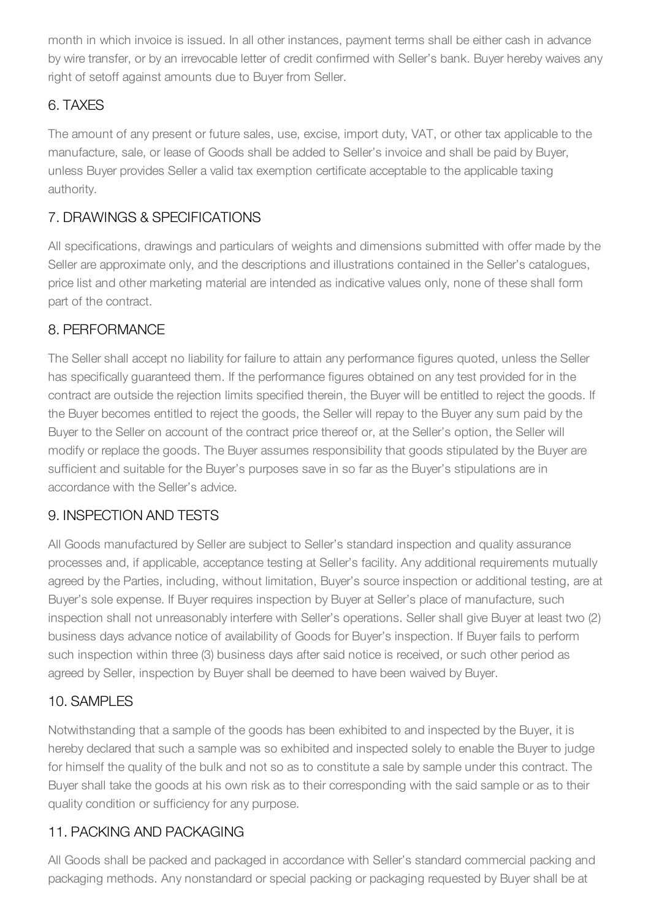month in which invoice is issued. In all other instances, payment terms shall be either cash in advance by wire transfer, or by an irrevocable letter of credit confirmed with Seller's bank. Buyer hereby waives any right of setoff against amounts due to Buyer from Seller.

## 6. TAXES

The amount of any present or future sales, use, excise, import duty, VAT, or other tax applicable to the manufacture, sale, or lease of Goods shall be added to Seller's invoice and shall be paid by Buyer, unless Buyer provides Seller a valid tax exemption certificate acceptable to the applicable taxing authority.

## 7. DRAWINGS & SPECIFICATIONS

All specifications, drawings and particulars of weights and dimensions submitted with offer made by the Seller are approximate only, and the descriptions and illustrations contained in the Seller's catalogues, price list and other marketing material are intended as indicative values only, none of these shall form part of the contract.

## 8. PERFORMANCE

The Seller shall accept no liability for failure to attain any performance figures quoted, unless the Seller has specifically guaranteed them. If the performance figures obtained on any test provided for in the contract are outside the rejection limits specified therein, the Buyer will be entitled to reject the goods. If the Buyer becomes entitled to reject the goods, the Seller will repay to the Buyer any sum paid by the Buyer to the Seller on account of the contract price thereof or, at the Seller's option, the Seller will modify or replace the goods. The Buyer assumes responsibility that goods stipulated by the Buyer are sufficient and suitable for the Buyer's purposes save in so far as the Buyer's stipulations are in accordance with the Seller's advice.

## 9. INSPECTION AND TESTS

All Goods manufactured by Seller are subject to Seller's standard inspection and quality assurance processes and, if applicable, acceptance testing at Seller's facility. Any additional requirements mutually agreed by the Parties, including, without limitation, Buyer's source inspection or additional testing, are at Buyer's sole expense. If Buyer requires inspection by Buyer at Seller's place of manufacture, such inspection shall not unreasonably interfere with Seller's operations. Seller shall give Buyer at least two (2) business days advance notice of availability of Goods for Buyer's inspection. If Buyer fails to perform such inspection within three (3) business days after said notice is received, or such other period as agreed by Seller, inspection by Buyer shall be deemed to have been waived by Buyer.

## 10. SAMPLES

Notwithstanding that a sample of the goods has been exhibited to and inspected by the Buyer, it is hereby declared that such a sample was so exhibited and inspected solely to enable the Buyer to judge for himself the quality of the bulk and not so as to constitute a sale by sample under this contract. The Buyer shall take the goods at his own risk as to their corresponding with the said sample or as to their quality condition or sufficiency for any purpose.

## 11. PACKING AND PACKAGING

All Goods shall be packed and packaged in accordance with Seller's standard commercial packing and packaging methods. Any nonstandard or special packing or packaging requested by Buyer shall be at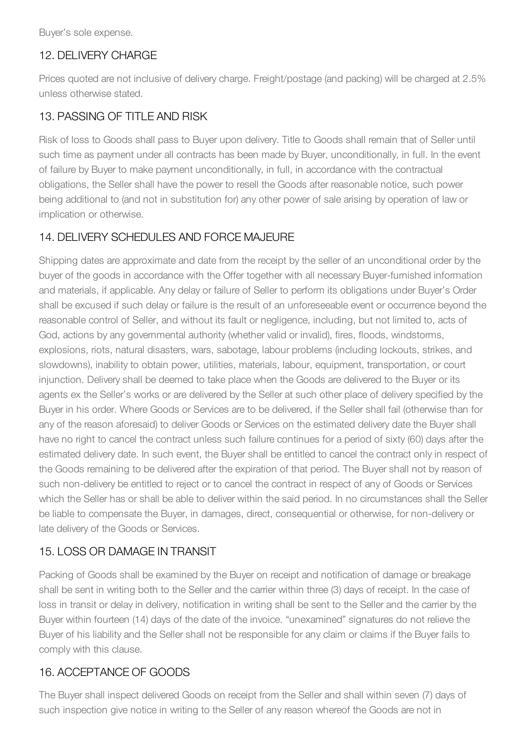Buyer's sole expense.

## 12. DELIVERY CHARGE

Prices quoted are not inclusive of delivery charge. Freight/postage (and packing) will be charged at 2.5% unless otherwise stated.

## 13. PASSING OF TITLE AND RISK

Risk of loss to Goods shall pass to Buyer upon delivery. Title to Goods shall remain that of Seller until such time as payment under all contracts has been made by Buyer, unconditionally, in full. In the event of failure by Buyer to make payment unconditionally, in full, in accordance with the contractual obligations, the Seller shall have the power to resell the Goods after reasonable notice, such power being additional to (and not in substitution for) any other power of sale arising by operation of law or implication or otherwise.

## 14. DELIVERY SCHEDULES AND FORCE MAJEURE

Shipping dates are approximate and date from the receipt by the seller of an unconditional order by the buyer of the goods in accordance with the Offer together with all necessary Buyer-furnished information and materials, if applicable. Any delay or failure of Seller to perform its obligations under Buyer's Order shall be excused if such delay or failure is the result of an unforeseeable event or occurrence beyond the reasonable control of Seller, and without its fault or negligence, including, but not limited to, acts of God, actions by any governmental authority (whether valid or invalid), fires, floods, windstorms, explosions, riots, natural disasters, wars, sabotage, labour problems (including lockouts, strikes, and slowdowns), inability to obtain power, utilities, materials, labour, equipment, transportation, or court injunction. Delivery shall be deemed to take place when the Goods are delivered to the Buyer or its agents ex the Seller's works or are delivered by the Seller at such other place of delivery specified by the Buyer in his order. Where Goods or Services are to be delivered, if the Seller shall fail (otherwise than for any of the reason aforesaid) to deliver Goods or Services on the estimated delivery date the Buyer shall have no right to cancel the contract unless such failure continues for a period of sixty (60) days after the estimated delivery date. In such event, the Buyer shall be entitled to cancel the contract only in respect of the Goods remaining to be delivered after the expiration of that period. The Buyer shall not by reason of such non-delivery be entitled to reject or to cancel the contract in respect of any of Goods or Services which the Seller has or shall be able to deliver within the said period. In no circumstances shall the Seller be liable to compensate the Buyer, in damages, direct, consequential or otherwise, for non-delivery or late delivery of the Goods or Services.

## 15. LOSS OR DAMAGE IN TRANSIT

Packing of Goods shall be examined by the Buyer on receipt and notification of damage or breakage shall be sent in writing both to the Seller and the carrier within three (3) days of receipt. In the case of loss in transit or delay in delivery, notification in writing shall be sent to the Seller and the carrier by the Buyer within fourteen (14) days of the date of the invoice. "unexamined" signatures do not relieve the Buyer of his liability and the Seller shall not be responsible for any claim or claims if the Buyer fails to comply with this clause.

## 16. ACCEPTANCE OF GOODS

The Buyer shall inspect delivered Goods on receipt from the Seller and shall within seven (7) days of such inspection give notice in writing to the Seller of any reason whereof the Goods are not in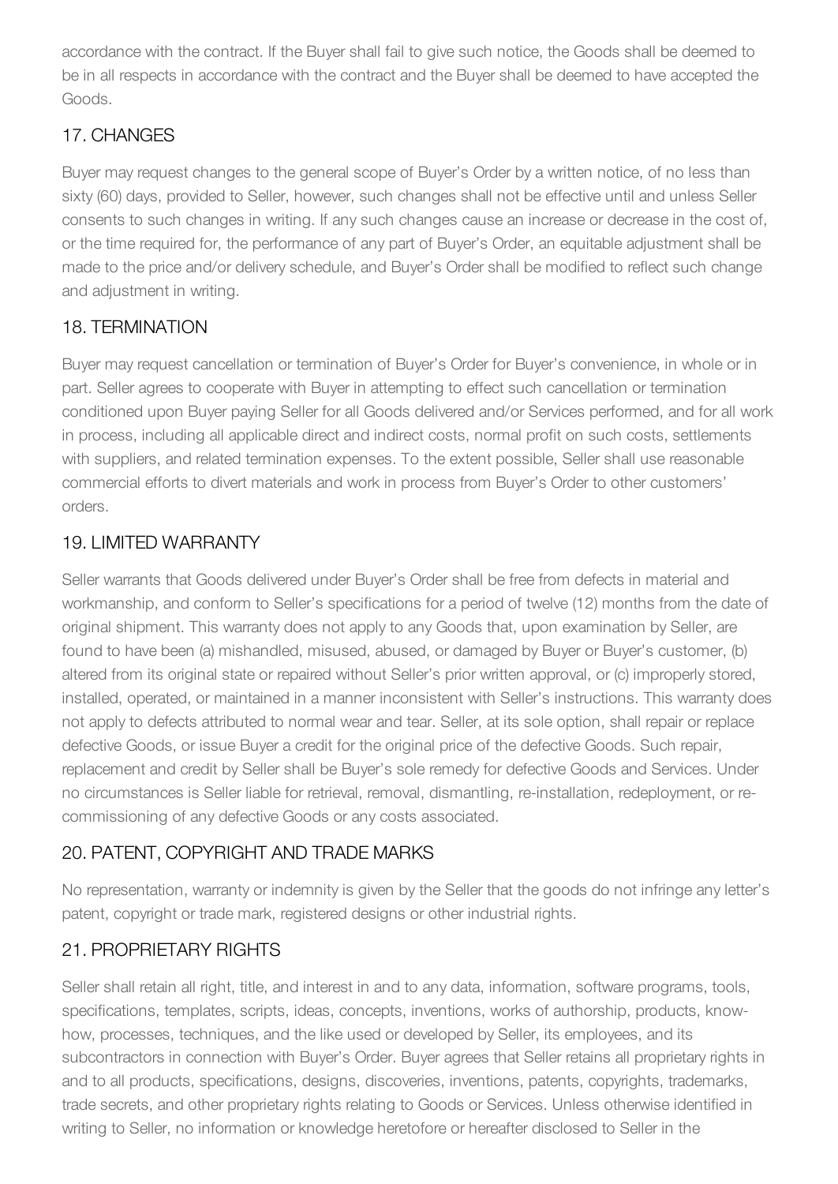accordance with the contract. If the Buyer shall fail to give such notice, the Goods shall be deemed to be in all respects in accordance with the contract and the Buyer shall be deemed to have accepted the Goods.

## 17. CHANGES

Buyer may request changes to the general scope of Buyer's Order by a written notice, of no less than sixty (60) days, provided to Seller, however, such changes shall not be effective until and unless Seller consents to such changes in writing. If any such changes cause an increase or decrease in the cost of, or the time required for, the performance of any part of Buyer's Order, an equitable adjustment shall be made to the price and/or delivery schedule, and Buyer's Order shall be modified to reflect such change and adjustment in writing.

## 18. TERMINATION

Buyer may request cancellation or termination of Buyer's Order for Buyer's convenience, in whole or in part. Seller agrees to cooperate with Buyer in attempting to effect such cancellation or termination conditioned upon Buyer paying Seller for all Goods delivered and/or Services performed, and for all work in process, including all applicable direct and indirect costs, normal profit on such costs, settlements with suppliers, and related termination expenses. To the extent possible, Seller shall use reasonable commercial efforts to divert materials and work in process from Buyer's Order to other customers' orders.

## 19. LIMITED WARRANTY

Seller warrants that Goods delivered under Buyer's Order shall be free from defects in material and workmanship, and conform to Seller's specifications for a period of twelve (12) months from the date of original shipment. This warranty does not apply to any Goods that, upon examination by Seller, are found to have been (a) mishandled, misused, abused, or damaged by Buyer or Buyer's customer, (b) altered from its original state or repaired without Seller's prior written approval, or (c) improperly stored, installed, operated, or maintained in a manner inconsistent with Seller's instructions. This warranty does not apply to defects attributed to normal wear and tear. Seller, at its sole option, shall repair or replace defective Goods, or issue Buyer a credit for the original price of the defective Goods. Such repair, replacement and credit by Seller shall be Buyer's sole remedy for defective Goods and Services. Under no circumstances is Seller liable for retrieval, removal, dismantling, re-installation, redeployment, or re-commissioning of any defective Goods or any costs associated.

## 20. PATENT, COPYRIGHT AND TRADE MARKS

No representation, warranty or indemnity is given by the Seller that the goods do not infringe any letter's patent, copyright or trade mark, registered designs or other industrial rights.

## 21. PROPRIETARY RIGHTS

Seller shall retain all right, title, and interest in and to any data, information, software programs, tools, specifications, templates, scripts, ideas, concepts, inventions, works of authorship, products, know-how, processes, techniques, and the like used or developed by Seller, its employees, and its subcontractors in connection with Buyer's Order. Buyer agrees that Seller retains all proprietary rights in and to all products, specifications, designs, discoveries, inventions, patents, copyrights, trademarks, trade secrets, and other proprietary rights relating to Goods or Services. Unless otherwise identified in writing to Seller, no information or knowledge heretofore or hereafter disclosed to Seller in the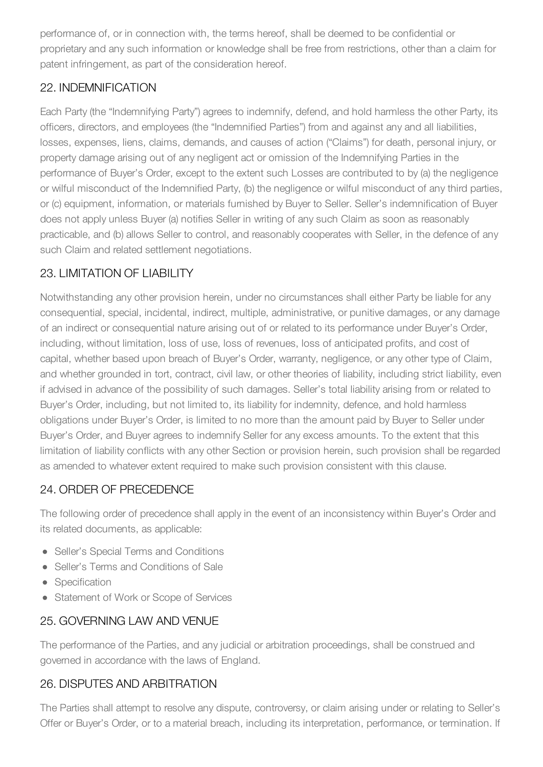performance of, or in connection with, the terms hereof, shall be deemed to be confidential or proprietary and any such information or knowledge shall be free from restrictions, other than a claim for patent infringement, as part of the consideration hereof.

## 22. INDEMNIFICATION

Each Party (the "Indemnifying Party") agrees to indemnify, defend, and hold harmless the other Party, its officers, directors, and employees (the "Indemnified Parties") from and against any and all liabilities, losses, expenses, liens, claims, demands, and causes of action ("Claims") for death, personal injury, or property damage arising out of any negligent act or omission of the Indemnifying Parties in the performance of Buyer's Order, except to the extent such Losses are contributed to by (a) the negligence or wilful misconduct of the Indemnified Party, (b) the negligence or wilful misconduct of any third parties, or (c) equipment, information, or materials furnished by Buyer to Seller. Seller's indemnification of Buyer does not apply unless Buyer (a) notifies Seller in writing of any such Claim as soon as reasonably practicable, and (b) allows Seller to control, and reasonably cooperates with Seller, in the defence of any such Claim and related settlement negotiations.

## 23. LIMITATION OF LIABILITY

Notwithstanding any other provision herein, under no circumstances shall either Party be liable for any consequential, special, incidental, indirect, multiple, administrative, or punitive damages, or any damage of an indirect or consequential nature arising out of or related to its performance under Buyer's Order, including, without limitation, loss of use, loss of revenues, loss of anticipated profits, and cost of capital, whether based upon breach of Buyer's Order, warranty, negligence, or any other type of Claim, and whether grounded in tort, contract, civil law, or other theories of liability, including strict liability, even if advised in advance of the possibility of such damages. Seller's total liability arising from or related to Buyer's Order, including, but not limited to, its liability for indemnity, defence, and hold harmless obligations under Buyer's Order, is limited to no more than the amount paid by Buyer to Seller under Buyer's Order, and Buyer agrees to indemnify Seller for any excess amounts. To the extent that this limitation of liability conflicts with any other Section or provision herein, such provision shall be regarded as amended to whatever extent required to make such provision consistent with this clause.

## 24. ORDER OF PRECEDENCE

The following order of precedence shall apply in the event of an inconsistency within Buyer's Order and its related documents, as applicable:

- Seller's Special Terms and Conditions
- Seller's Terms and Conditions of Sale
- Specification
- Statement of Work or Scope of Services

## 25. GOVERNING LAW AND VENUE

The performance of the Parties, and any judicial or arbitration proceedings, shall be construed and governed in accordance with the laws of England.

## 26. DISPUTES AND ARBITRATION

The Parties shall attempt to resolve any dispute, controversy, or claim arising under or relating to Seller's Offer or Buyer's Order, or to a material breach, including its interpretation, performance, or termination. If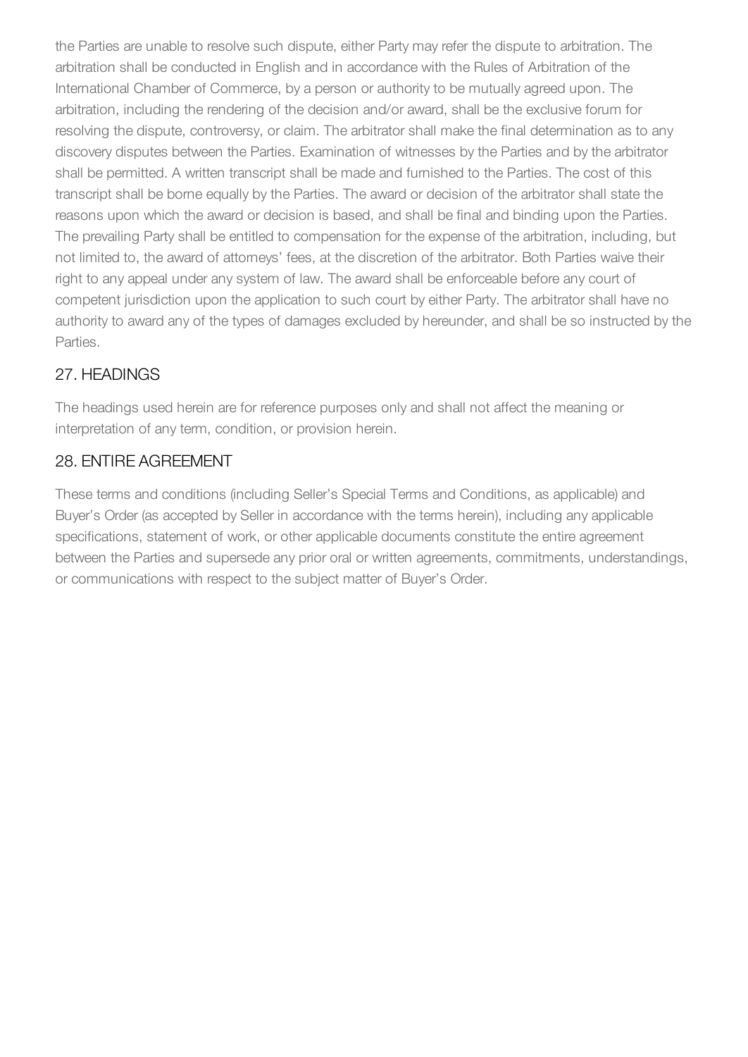the Parties are unable to resolve such dispute, either Party may refer the dispute to arbitration. The arbitration shall be conducted in English and in accordance with the Rules of Arbitration of the International Chamber of Commerce, by a person or authority to be mutually agreed upon. The arbitration, including the rendering of the decision and/or award, shall be the exclusive forum for resolving the dispute, controversy, or claim. The arbitrator shall make the final determination as to any discovery disputes between the Parties. Examination of witnesses by the Parties and by the arbitrator shall be permitted. A written transcript shall be made and furnished to the Parties. The cost of this transcript shall be borne equally by the Parties. The award or decision of the arbitrator shall state the reasons upon which the award or decision is based, and shall be final and binding upon the Parties. The prevailing Party shall be entitled to compensation for the expense of the arbitration, including, but not limited to, the award of attorneys' fees, at the discretion of the arbitrator. Both Parties waive their right to any appeal under any system of law. The award shall be enforceable before any court of competent jurisdiction upon the application to such court by either Party. The arbitrator shall have no authority to award any of the types of damages excluded by hereunder, and shall be so instructed by the Parties.

## 27. HEADINGS

The headings used herein are for reference purposes only and shall not affect the meaning or interpretation of any term, condition, or provision herein.

## 28. ENTIRE AGREEMENT

These terms and conditions (including Seller's Special Terms and Conditions, as applicable) and Buyer's Order (as accepted by Seller in accordance with the terms herein), including any applicable specifications, statement of work, or other applicable documents constitute the entire agreement between the Parties and supersede any prior oral or written agreements, commitments, understandings, or communications with respect to the subject matter of Buyer's Order.